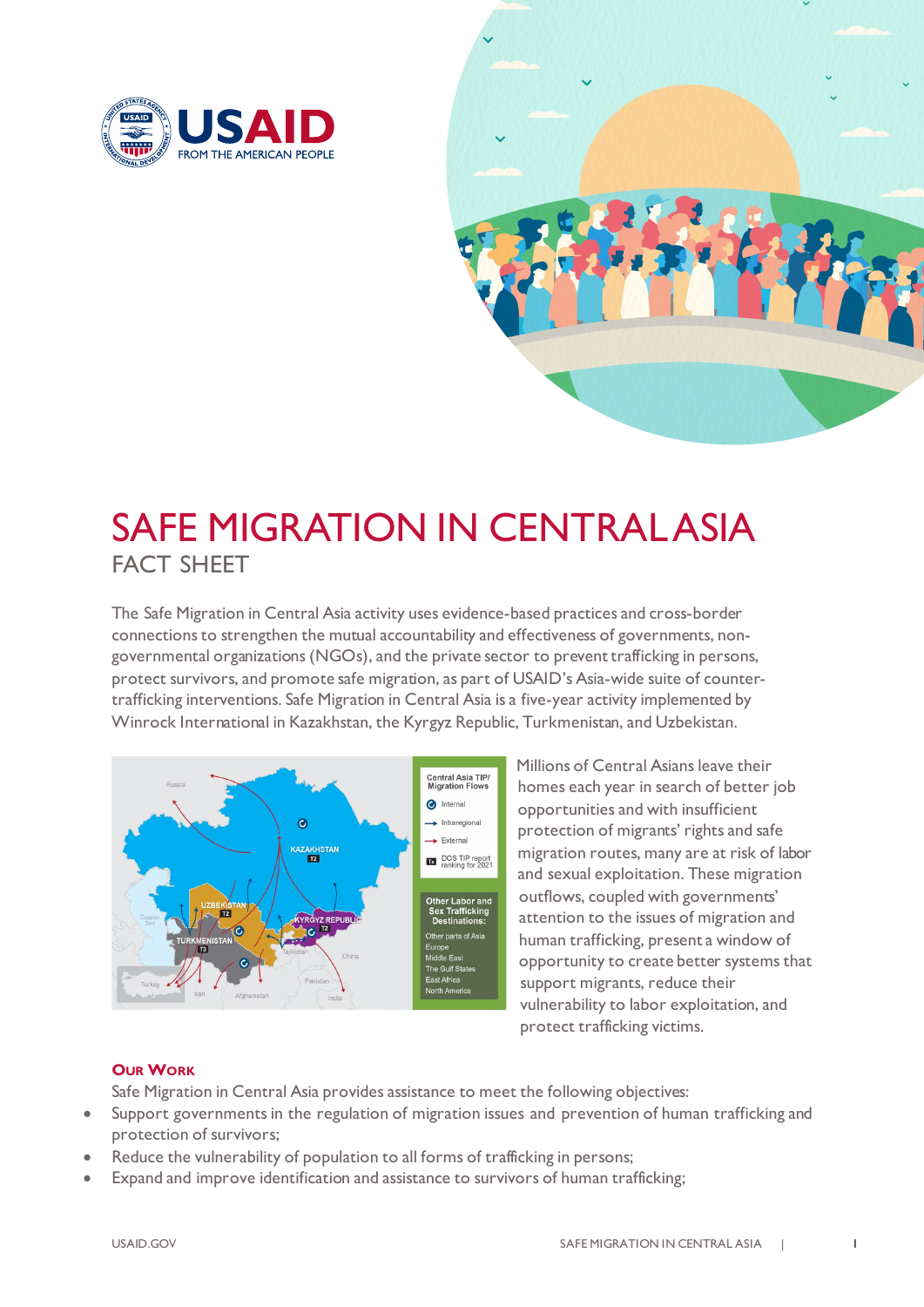# SAFE MIGRATION IN CENTRAL ASIA

## FACT SHEET

The Safe Migration in Central Asia activity uses evidence-based practices and cross-border connections to strengthen the mutual accountability and effectiveness of governments, non-governmental organizations (NGOs), and the private sector to prevent trafficking in persons, protect survivors, and promote safe migration, as part of USAID's Asia-wide suite of counter-trafficking interventions. Safe Migration in Central Asia is a five-year activity implemented by Winrock International in Kazakhstan, the Kyrgyz Republic, Turkmenistan, and Uzbekistan.

Millions of Central Asians leave their homes each year in search of better job opportunities and with insufficient protection of migrants' rights and safe migration routes, many are at risk of labor and sexual exploitation. These migration outflows, coupled with governments' attention to the issues of migration and human trafficking, present a window of opportunity to create better systems that support migrants, reduce their vulnerability to labor exploitation, and protect trafficking victims.

### Our Work

Safe Migration in Central Asia provides assistance to meet the following objectives:

- Support governments in the regulation of migration issues and prevention of human trafficking and protection of survivors;
- Reduce the vulnerability of population to all forms of trafficking in persons;
- Expand and improve identification and assistance to survivors of human trafficking;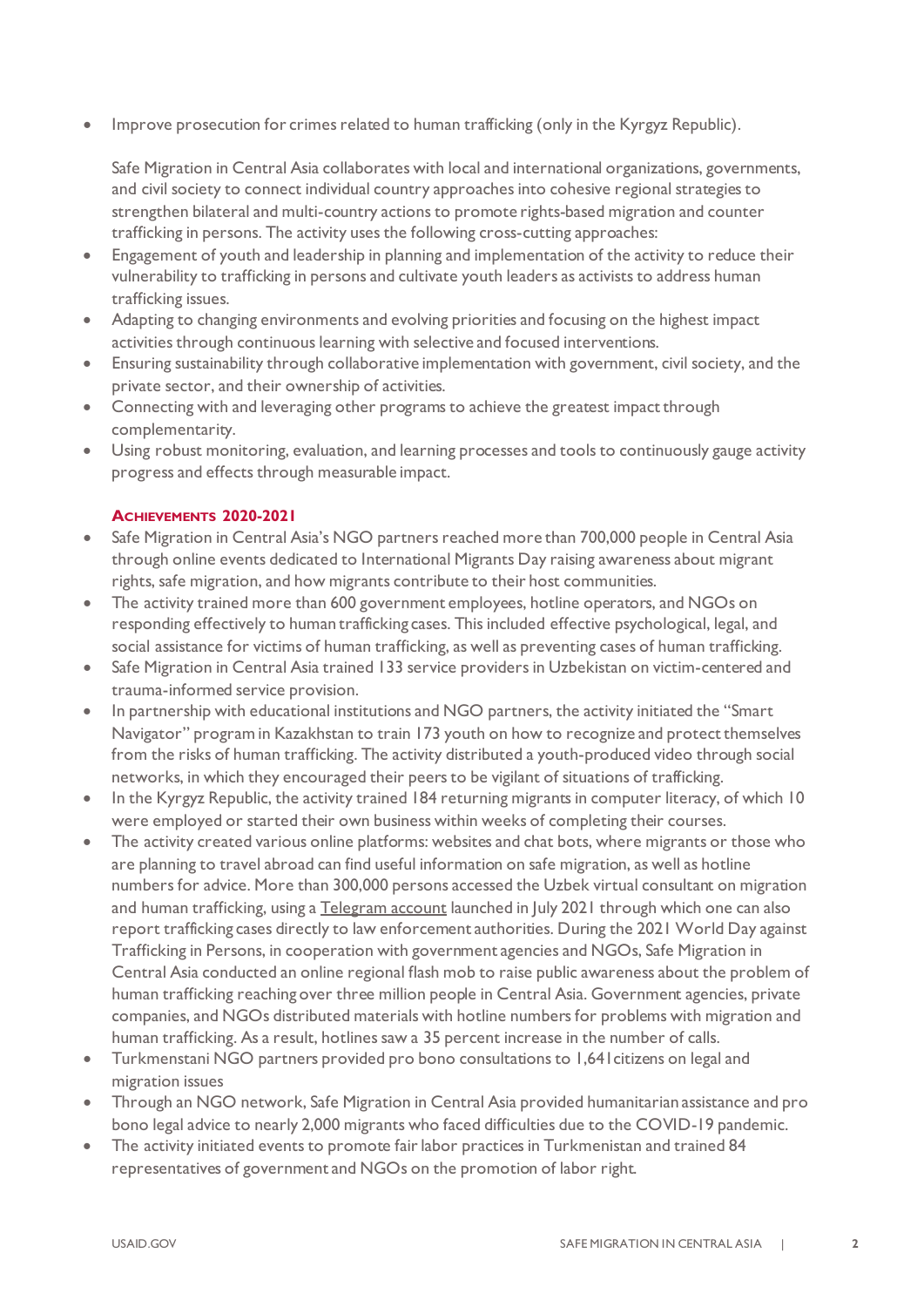- Improve prosecution for crimes related to human trafficking (only in the Kyrgyz Republic).

  Safe Migration in Central Asia collaborates with local and international organizations, governments, and civil society to connect individual country approaches into cohesive regional strategies to strengthen bilateral and multi-country actions to promote rights-based migration and counter trafficking in persons. The activity uses the following cross-cutting approaches:

- Engagement of youth and leadership in planning and implementation of the activity to reduce their vulnerability to trafficking in persons and cultivate youth leaders as activists to address human trafficking issues.
- Adapting to changing environments and evolving priorities and focusing on the highest impact activities through continuous learning with selective and focused interventions.
- Ensuring sustainability through collaborative implementation with government, civil society, and the private sector, and their ownership of activities.
- Connecting with and leveraging other programs to achieve the greatest impact through complementarity.
- Using robust monitoring, evaluation, and learning processes and tools to continuously gauge activity progress and effects through measurable impact.

### ACHIEVEMENTS 2020-2021

- Safe Migration in Central Asia's NGO partners reached more than 700,000 people in Central Asia through online events dedicated to International Migrants Day raising awareness about migrant rights, safe migration, and how migrants contribute to their host communities.
- The activity trained more than 600 government employees, hotline operators, and NGOs on responding effectively to human trafficking cases. This included effective psychological, legal, and social assistance for victims of human trafficking, as well as preventing cases of human trafficking.
- Safe Migration in Central Asia trained 133 service providers in Uzbekistan on victim-centered and trauma-informed service provision.
- In partnership with educational institutions and NGO partners, the activity initiated the "Smart Navigator" program in Kazakhstan to train 173 youth on how to recognize and protect themselves from the risks of human trafficking. The activity distributed a youth-produced video through social networks, in which they encouraged their peers to be vigilant of situations of trafficking.
- In the Kyrgyz Republic, the activity trained 184 returning migrants in computer literacy, of which 10 were employed or started their own business within weeks of completing their courses.
- The activity created various online platforms: websites and chat bots, where migrants or those who are planning to travel abroad can find useful information on safe migration, as well as hotline numbers for advice. More than 300,000 persons accessed the Uzbek virtual consultant on migration and human trafficking, using a Telegram account launched in July 2021 through which one can also report trafficking cases directly to law enforcement authorities. During the 2021 World Day against Trafficking in Persons, in cooperation with government agencies and NGOs, Safe Migration in Central Asia conducted an online regional flash mob to raise public awareness about the problem of human trafficking reaching over three million people in Central Asia. Government agencies, private companies, and NGOs distributed materials with hotline numbers for problems with migration and human trafficking. As a result, hotlines saw a 35 percent increase in the number of calls.
- Turkmenstani NGO partners provided pro bono consultations to 1,641 citizens on legal and migration issues
- Through an NGO network, Safe Migration in Central Asia provided humanitarian assistance and pro bono legal advice to nearly 2,000 migrants who faced difficulties due to the COVID-19 pandemic.
- The activity initiated events to promote fair labor practices in Turkmenistan and trained 84 representatives of government and NGOs on the promotion of labor right.